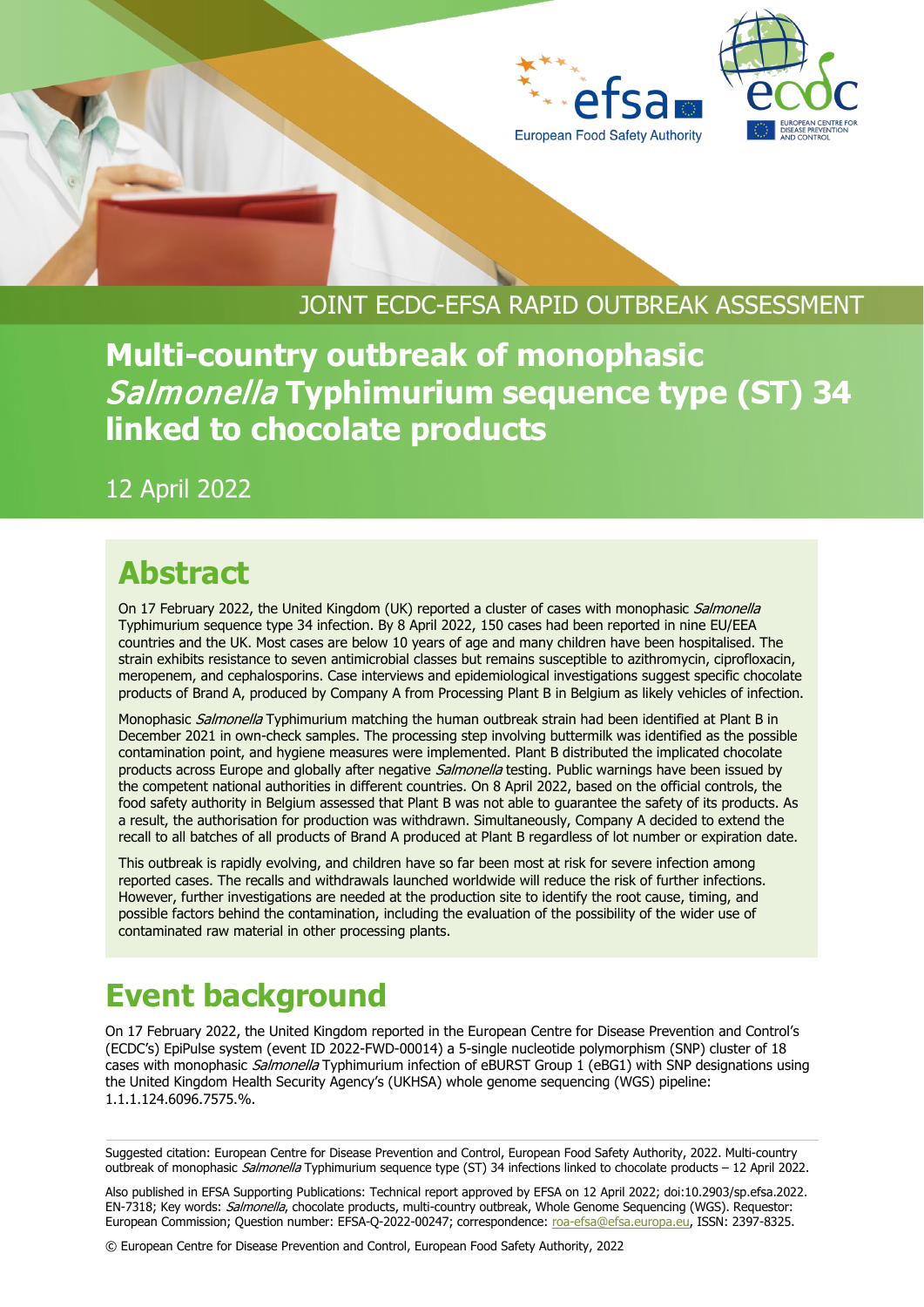JOINT ECDC-EFSA RAPID OUTBREAK ASSESSMENT

# Multi-country outbreak of monophasic *Salmonella* Typhimurium sequence type (ST) 34 linked to chocolate products

12 April 2022

## Abstract

On 17 February 2022, the United Kingdom (UK) reported a cluster of cases with monophasic *Salmonella* Typhimurium sequence type 34 infection. By 8 April 2022, 150 cases had been reported in nine EU/EEA countries and the UK. Most cases are below 10 years of age and many children have been hospitalised. The strain exhibits resistance to seven antimicrobial classes but remains susceptible to azithromycin, ciprofloxacin, meropenem, and cephalosporins. Case interviews and epidemiological investigations suggest specific chocolate products of Brand A, produced by Company A from Processing Plant B in Belgium as likely vehicles of infection.

Monophasic *Salmonella* Typhimurium matching the human outbreak strain had been identified at Plant B in December 2021 in own-check samples. The processing step involving buttermilk was identified as the possible contamination point, and hygiene measures were implemented. Plant B distributed the implicated chocolate products across Europe and globally after negative *Salmonella* testing. Public warnings have been issued by the competent national authorities in different countries. On 8 April 2022, based on the official controls, the food safety authority in Belgium assessed that Plant B was not able to guarantee the safety of its products. As a result, the authorisation for production was withdrawn. Simultaneously, Company A decided to extend the recall to all batches of all products of Brand A produced at Plant B regardless of lot number or expiration date.

This outbreak is rapidly evolving, and children have so far been most at risk for severe infection among reported cases. The recalls and withdrawals launched worldwide will reduce the risk of further infections. However, further investigations are needed at the production site to identify the root cause, timing, and possible factors behind the contamination, including the evaluation of the possibility of the wider use of contaminated raw material in other processing plants.

## Event background

On 17 February 2022, the United Kingdom reported in the European Centre for Disease Prevention and Control's (ECDC's) EpiPulse system (event ID 2022-FWD-00014) a 5-single nucleotide polymorphism (SNP) cluster of 18 cases with monophasic *Salmonella* Typhimurium infection of eBURST Group 1 (eBG1) with SNP designations using the United Kingdom Health Security Agency's (UKHSA) whole genome sequencing (WGS) pipeline: 1.1.1.124.6096.7575.%.

Suggested citation: European Centre for Disease Prevention and Control, European Food Safety Authority, 2022. Multi-country outbreak of monophasic *Salmonella* Typhimurium sequence type (ST) 34 infections linked to chocolate products – 12 April 2022.

Also published in EFSA Supporting Publications: Technical report approved by EFSA on 12 April 2022; doi:10.2903/sp.efsa.2022.EN-7318; Key words: *Salmonella*, chocolate products, multi-country outbreak, Whole Genome Sequencing (WGS). Requestor: European Commission; Question number: EFSA-Q-2022-00247; correspondence: roa-efsa@efsa.europa.eu, ISSN: 2397-8325.

© European Centre for Disease Prevention and Control, European Food Safety Authority, 2022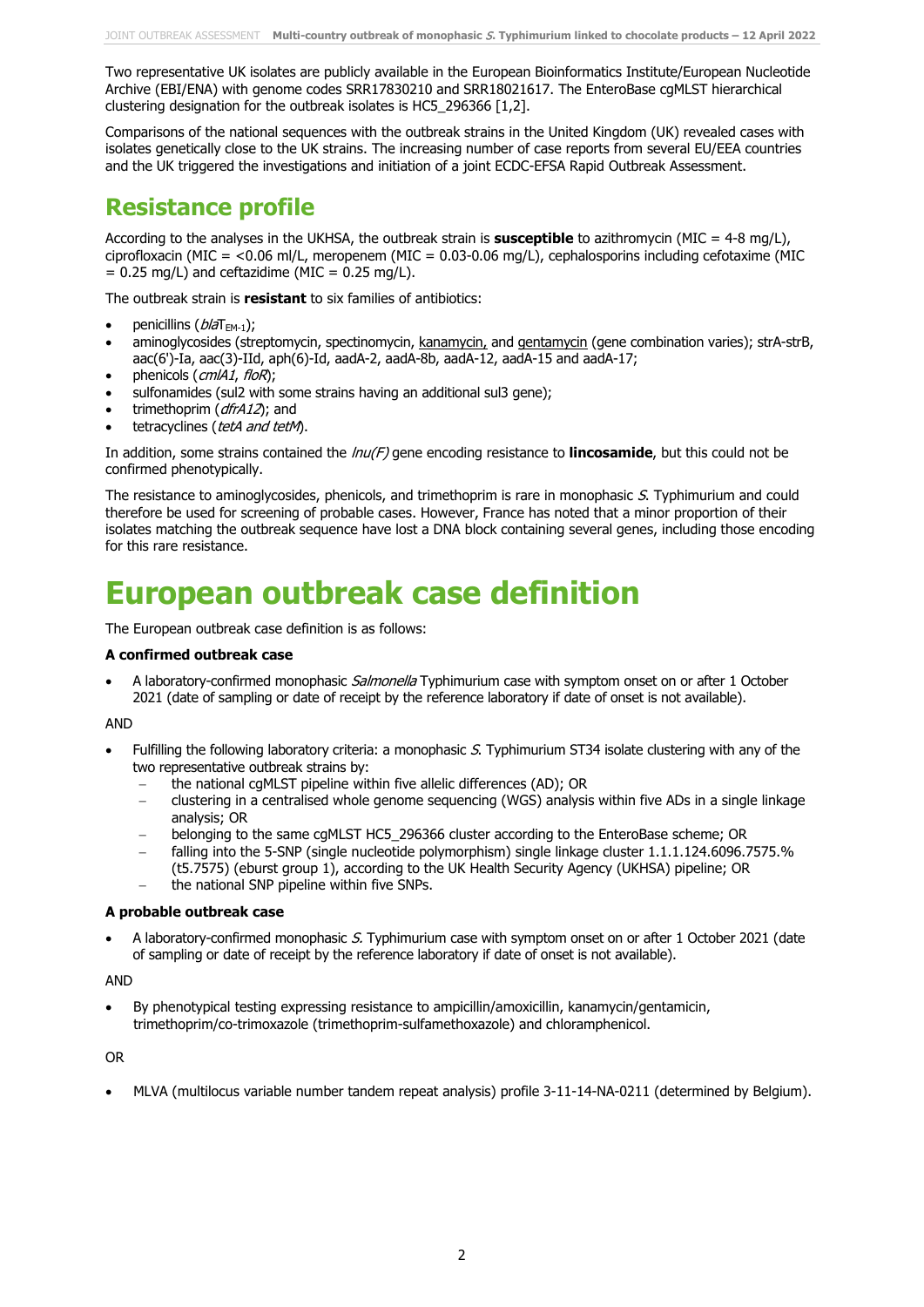Two representative UK isolates are publicly available in the European Bioinformatics Institute/European Nucleotide Archive (EBI/ENA) with genome codes SRR17830210 and SRR18021617. The EnteroBase cgMLST hierarchical clustering designation for the outbreak isolates is HC5_296366 [1,2].

Comparisons of the national sequences with the outbreak strains in the United Kingdom (UK) revealed cases with isolates genetically close to the UK strains. The increasing number of case reports from several EU/EEA countries and the UK triggered the investigations and initiation of a joint ECDC-EFSA Rapid Outbreak Assessment.

## Resistance profile

According to the analyses in the UKHSA, the outbreak strain is **susceptible** to azithromycin (MIC = 4-8 mg/L), ciprofloxacin (MIC = <0.06 ml/L, meropenem (MIC = 0.03-0.06 mg/L), cephalosporins including cefotaxime (MIC = 0.25 mg/L) and ceftazidime (MIC = 0.25 mg/L).

The outbreak strain is **resistant** to six families of antibiotics:

- penicillins (*bla*$_{\text{TEM-1}}$);
- aminoglycosides (streptomycin, spectinomycin, kanamycin, and gentamycin (gene combination varies); strA-strB, aac(6')-Ia, aac(3)-IId, aph(6)-Id, aadA-2, aadA-8b, aadA-12, aadA-15 and aadA-17;
- phenicols (*cmlA1*, *floR*);
- sulfonamides (sul2 with some strains having an additional sul3 gene);
- trimethoprim (*dfrA12*); and
- tetracyclines (*tetA and tetM*).

In addition, some strains contained the *lnu(F)* gene encoding resistance to **lincosamide**, but this could not be confirmed phenotypically.

The resistance to aminoglycosides, phenicols, and trimethoprim is rare in monophasic *S.* Typhimurium and could therefore be used for screening of probable cases. However, France has noted that a minor proportion of their isolates matching the outbreak sequence have lost a DNA block containing several genes, including those encoding for this rare resistance.

# European outbreak case definition

The European outbreak case definition is as follows:

**A confirmed outbreak case**

- A laboratory-confirmed monophasic *Salmonella* Typhimurium case with symptom onset on or after 1 October 2021 (date of sampling or date of receipt by the reference laboratory if date of onset is not available).

AND

- Fulfilling the following laboratory criteria: a monophasic *S.* Typhimurium ST34 isolate clustering with any of the two representative outbreak strains by:
  - the national cgMLST pipeline within five allelic differences (AD); OR
  - clustering in a centralised whole genome sequencing (WGS) analysis within five ADs in a single linkage analysis; OR
  - belonging to the same cgMLST HC5_296366 cluster according to the EnteroBase scheme; OR
  - falling into the 5-SNP (single nucleotide polymorphism) single linkage cluster 1.1.1.124.6096.7575.% (t5.7575) (eburst group 1), according to the UK Health Security Agency (UKHSA) pipeline; OR
  - the national SNP pipeline within five SNPs.

**A probable outbreak case**

- A laboratory-confirmed monophasic *S.* Typhimurium case with symptom onset on or after 1 October 2021 (date of sampling or date of receipt by the reference laboratory if date of onset is not available).

AND

- By phenotypical testing expressing resistance to ampicillin/amoxicillin, kanamycin/gentamicin, trimethoprim/co-trimoxazole (trimethoprim-sulfamethoxazole) and chloramphenicol.

OR

- MLVA (multilocus variable number tandem repeat analysis) profile 3-11-14-NA-0211 (determined by Belgium).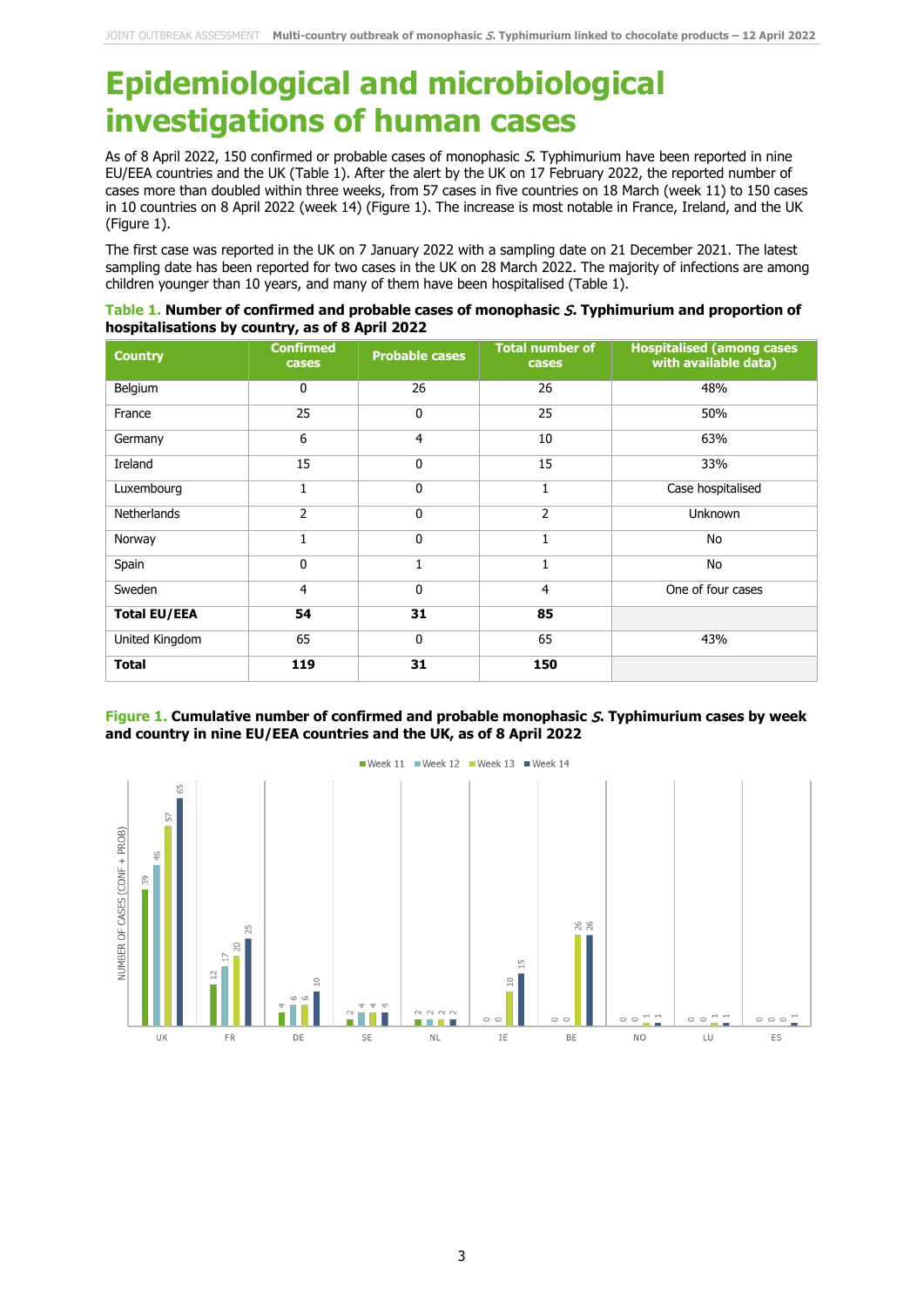// Epidemiological and microbiological investigations of human cases

As of 8 April 2022, 150 confirmed or probable cases of monophasic *S.* Typhimurium have been reported in nine EU/EEA countries and the UK (Table 1). After the alert by the UK on 17 February 2022, the reported number of cases more than doubled within three weeks, from 57 cases in five countries on 18 March (week 11) to 150 cases in 10 countries on 8 April 2022 (week 14) (Figure 1). The increase is most notable in France, Ireland, and the UK (Figure 1).

The first case was reported in the UK on 7 January 2022 with a sampling date on 21 December 2021. The latest sampling date has been reported for two cases in the UK on 28 March 2022. The majority of infections are among children younger than 10 years, and many of them have been hospitalised (Table 1).

**Table 1. Number of confirmed and probable cases of monophasic *S.* Typhimurium and proportion of hospitalisations by country, as of 8 April 2022**

| Country | Confirmed cases | Probable cases | Total number of cases | Hospitalised (among cases with available data) |
|---|---|---|---|---|
| Belgium | 0 | 26 | 26 | 48% |
| France | 25 | 0 | 25 | 50% |
| Germany | 6 | 4 | 10 | 63% |
| Ireland | 15 | 0 | 15 | 33% |
| Luxembourg | 1 | 0 | 1 | Case hospitalised |
| Netherlands | 2 | 0 | 2 | Unknown |
| Norway | 1 | 0 | 1 | No |
| Spain | 0 | 1 | 1 | No |
| Sweden | 4 | 0 | 4 | One of four cases |
| **Total EU/EEA** | **54** | **31** | **85** | |
| United Kingdom | 65 | 0 | 65 | 43% |
| **Total** | **119** | **31** | **150** | |

**Figure 1. Cumulative number of confirmed and probable monophasic *S.* Typhimurium cases by week and country in nine EU/EEA countries and the UK, as of 8 April 2022**

| Country | Week 11 | Week 12 | Week 13 | Week 14 |
|---|---|---|---|---|
| UK | 39 | 46 | 57 | 65 |
| FR | 12 | 17 | 20 | 25 |
| DE | 4 | 6 | 6 | 10 |
| SE | 2 | 4 | 4 | 4 |
| NL | 2 | 2 | 2 | 2 |
| IE | 0 | 0 | 10 | 15 |
| BE | 0 | 0 | 26 | 26 |
| NO | 0 | 0 | 1 | 1 |
| LU | 0 | 0 | 1 | 1 |
| ES | 0 | 0 | 0 | 1 |

NUMBER OF CASES (CONF + PROB)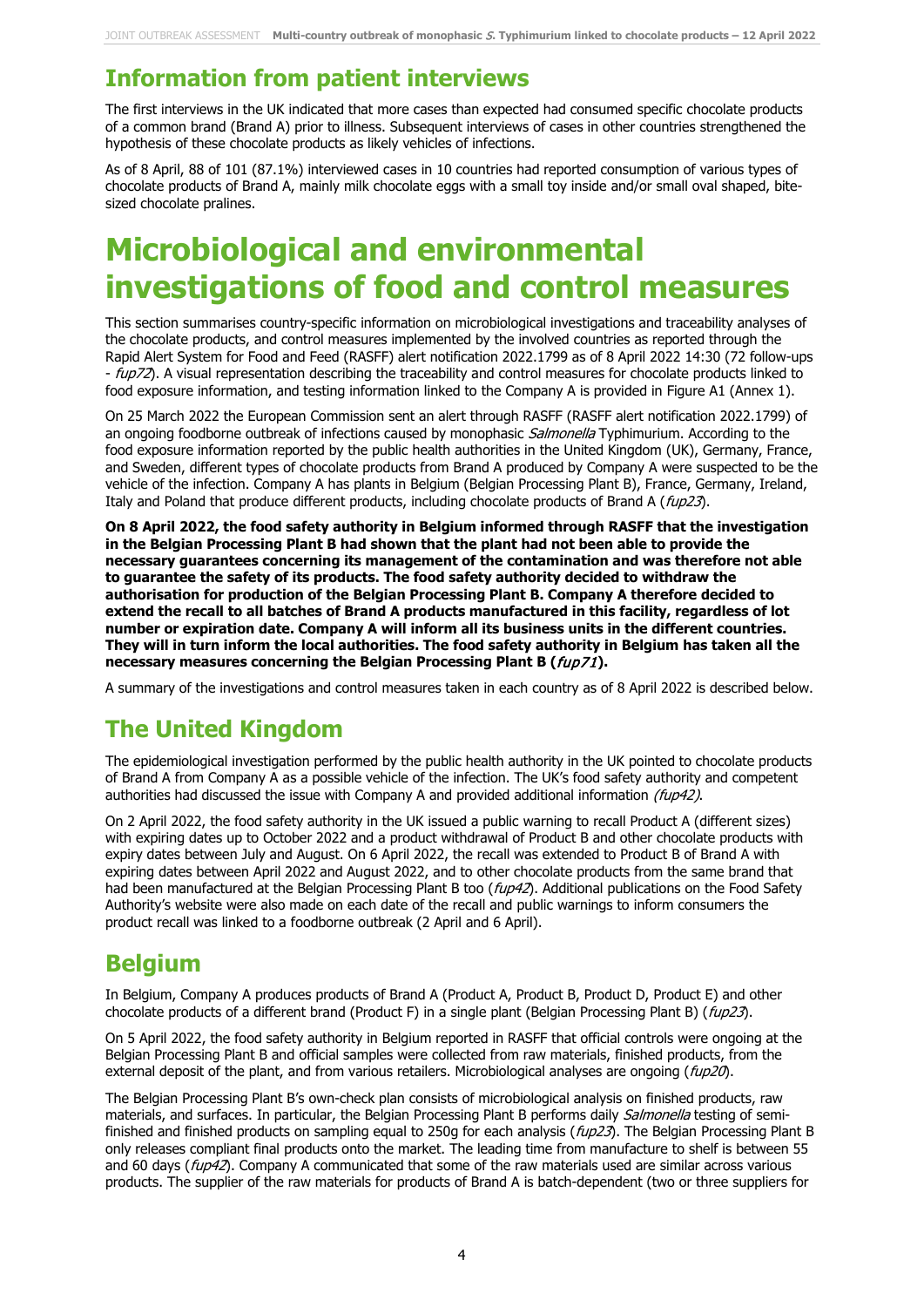## Information from patient interviews

The first interviews in the UK indicated that more cases than expected had consumed specific chocolate products of a common brand (Brand A) prior to illness. Subsequent interviews of cases in other countries strengthened the hypothesis of these chocolate products as likely vehicles of infections.

As of 8 April, 88 of 101 (87.1%) interviewed cases in 10 countries had reported consumption of various types of chocolate products of Brand A, mainly milk chocolate eggs with a small toy inside and/or small oval shaped, bite-sized chocolate pralines.

# Microbiological and environmental investigations of food and control measures

This section summarises country-specific information on microbiological investigations and traceability analyses of the chocolate products, and control measures implemented by the involved countries as reported through the Rapid Alert System for Food and Feed (RASFF) alert notification 2022.1799 as of 8 April 2022 14:30 (72 follow-ups - *fup72*). A visual representation describing the traceability and control measures for chocolate products linked to food exposure information, and testing information linked to the Company A is provided in Figure A1 (Annex 1).

On 25 March 2022 the European Commission sent an alert through RASFF (RASFF alert notification 2022.1799) of an ongoing foodborne outbreak of infections caused by monophasic *Salmonella* Typhimurium. According to the food exposure information reported by the public health authorities in the United Kingdom (UK), Germany, France, and Sweden, different types of chocolate products from Brand A produced by Company A were suspected to be the vehicle of the infection. Company A has plants in Belgium (Belgian Processing Plant B), France, Germany, Ireland, Italy and Poland that produce different products, including chocolate products of Brand A (*fup23*).

**On 8 April 2022, the food safety authority in Belgium informed through RASFF that the investigation in the Belgian Processing Plant B had shown that the plant had not been able to provide the necessary guarantees concerning its management of the contamination and was therefore not able to guarantee the safety of its products. The food safety authority decided to withdraw the authorisation for production of the Belgian Processing Plant B. Company A therefore decided to extend the recall to all batches of Brand A products manufactured in this facility, regardless of lot number or expiration date. Company A will inform all its business units in the different countries. They will in turn inform the local authorities. The food safety authority in Belgium has taken all the necessary measures concerning the Belgian Processing Plant B (*fup71*).**

A summary of the investigations and control measures taken in each country as of 8 April 2022 is described below.

## The United Kingdom

The epidemiological investigation performed by the public health authority in the UK pointed to chocolate products of Brand A from Company A as a possible vehicle of the infection. The UK's food safety authority and competent authorities had discussed the issue with Company A and provided additional information *(fup42)*.

On 2 April 2022, the food safety authority in the UK issued a public warning to recall Product A (different sizes) with expiring dates up to October 2022 and a product withdrawal of Product B and other chocolate products with expiry dates between July and August. On 6 April 2022, the recall was extended to Product B of Brand A with expiring dates between April 2022 and August 2022, and to other chocolate products from the same brand that had been manufactured at the Belgian Processing Plant B too (*fup42*). Additional publications on the Food Safety Authority's website were also made on each date of the recall and public warnings to inform consumers the product recall was linked to a foodborne outbreak (2 April and 6 April).

## Belgium

In Belgium, Company A produces products of Brand A (Product A, Product B, Product D, Product E) and other chocolate products of a different brand (Product F) in a single plant (Belgian Processing Plant B) (*fup23*).

On 5 April 2022, the food safety authority in Belgium reported in RASFF that official controls were ongoing at the Belgian Processing Plant B and official samples were collected from raw materials, finished products, from the external deposit of the plant, and from various retailers. Microbiological analyses are ongoing (*fup20*).

The Belgian Processing Plant B's own-check plan consists of microbiological analysis on finished products, raw materials, and surfaces. In particular, the Belgian Processing Plant B performs daily *Salmonella* testing of semi-finished and finished products on sampling equal to 250g for each analysis (*fup23*). The Belgian Processing Plant B only releases compliant final products onto the market. The leading time from manufacture to shelf is between 55 and 60 days (*fup42*). Company A communicated that some of the raw materials used are similar across various products. The supplier of the raw materials for products of Brand A is batch-dependent (two or three suppliers for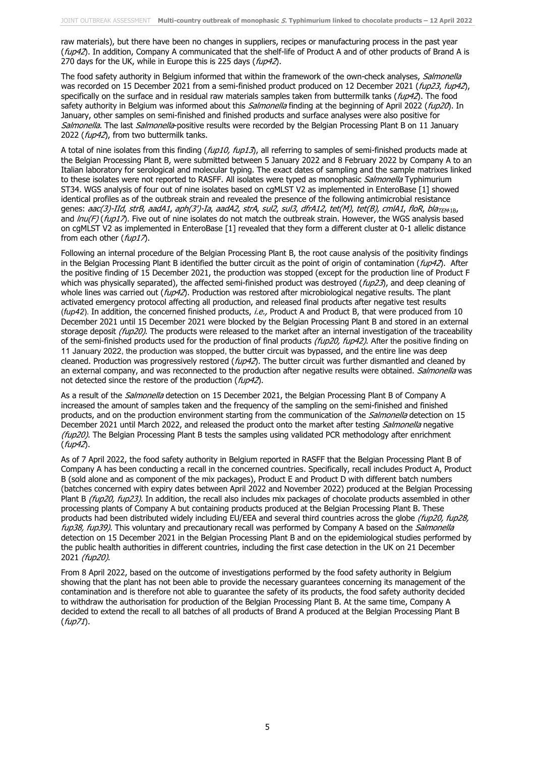raw materials), but there have been no changes in suppliers, recipes or manufacturing process in the past year (*fup42*). In addition, Company A communicated that the shelf-life of Product A and of other products of Brand A is 270 days for the UK, while in Europe this is 225 days (*fup42*).

The food safety authority in Belgium informed that within the framework of the own-check analyses, *Salmonella* was recorded on 15 December 2021 from a semi-finished product produced on 12 December 2021 (*fup23*, *fup42*), specifically on the surface and in residual raw materials samples taken from buttermilk tanks (*fup42*). The food safety authority in Belgium was informed about this *Salmonella* finding at the beginning of April 2022 (*fup20*). In January, other samples on semi-finished and finished products and surface analyses were also positive for *Salmonella*. The last *Salmonella*-positive results were recorded by the Belgian Processing Plant B on 11 January 2022 (*fup42*), from two buttermilk tanks.

A total of nine isolates from this finding (*fup10, fup13*), all referring to samples of semi-finished products made at the Belgian Processing Plant B, were submitted between 5 January 2022 and 8 February 2022 by Company A to an Italian laboratory for serological and molecular typing. The exact dates of sampling and the sample matrixes linked to these isolates were not reported to RASFF. All isolates were typed as monophasic *Salmonella* Typhimurium ST34. WGS analysis of four out of nine isolates based on cgMLST V2 as implemented in EnteroBase [1] showed identical profiles as of the outbreak strain and revealed the presence of the following antimicrobial resistance genes: *aac(3)-IId*, *strB*, *aadA1*, *aph(3')-Ia*, *aadA2*, *strA*, *sul2*, *sul3*, *dfrA12*, *tet(M)*, *tet(B)*, *cmlA1*, *floR*, $bla_{TEM\text{-}1B}$, and *lnu(F)* (*fup17*). Five out of nine isolates do not match the outbreak strain. However, the WGS analysis based on cgMLST V2 as implemented in EnteroBase [1] revealed that they form a different cluster at 0-1 allelic distance from each other (*fup17*).

Following an internal procedure of the Belgian Processing Plant B, the root cause analysis of the positivity findings in the Belgian Processing Plant B identified the butter circuit as the point of origin of contamination (*fup42*). After the positive finding of 15 December 2021, the production was stopped (except for the production line of Product F which was physically separated), the affected semi-finished product was destroyed (*fup23*), and deep cleaning of whole lines was carried out (*fup42*). Production was restored after microbiological negative results. The plant activated emergency protocol affecting all production, and released final products after negative test results (*fup42*). In addition, the concerned finished products, *i.e.,* Product A and Product B, that were produced from 10 December 2021 until 15 December 2021 were blocked by the Belgian Processing Plant B and stored in an external storage deposit *(fup20)*. The products were released to the market after an internal investigation of the traceability of the semi-finished products used for the production of final products *(fup20, fup42)*. After the positive finding on 11 January 2022, the production was stopped, the butter circuit was bypassed, and the entire line was deep cleaned. Production was progressively restored (*fup42*). The butter circuit was further dismantled and cleaned by an external company, and was reconnected to the production after negative results were obtained. *Salmonella* was not detected since the restore of the production (*fup42*).

As a result of the *Salmonella* detection on 15 December 2021, the Belgian Processing Plant B of Company A increased the amount of samples taken and the frequency of the sampling on the semi-finished and finished products, and on the production environment starting from the communication of the *Salmonella* detection on 15 December 2021 until March 2022, and released the product onto the market after testing *Salmonella* negative *(fup20)*. The Belgian Processing Plant B tests the samples using validated PCR methodology after enrichment (*fup42*).

As of 7 April 2022, the food safety authority in Belgium reported in RASFF that the Belgian Processing Plant B of Company A has been conducting a recall in the concerned countries. Specifically, recall includes Product A, Product B (sold alone and as component of the mix packages), Product E and Product D with different batch numbers (batches concerned with expiry dates between April 2022 and November 2022) produced at the Belgian Processing Plant B *(fup20, fup23)*. In addition, the recall also includes mix packages of chocolate products assembled in other processing plants of Company A but containing products produced at the Belgian Processing Plant B. These products had been distributed widely including EU/EEA and several third countries across the globe *(fup20, fup28, fup38, fup39)*. This voluntary and precautionary recall was performed by Company A based on the *Salmonella* detection on 15 December 2021 in the Belgian Processing Plant B and on the epidemiological studies performed by the public health authorities in different countries, including the first case detection in the UK on 21 December 2021 *(fup20)*.

From 8 April 2022, based on the outcome of investigations performed by the food safety authority in Belgium showing that the plant has not been able to provide the necessary guarantees concerning its management of the contamination and is therefore not able to guarantee the safety of its products, the food safety authority decided to withdraw the authorisation for production of the Belgian Processing Plant B. At the same time, Company A decided to extend the recall to all batches of all products of Brand A produced at the Belgian Processing Plant B (*fup71*).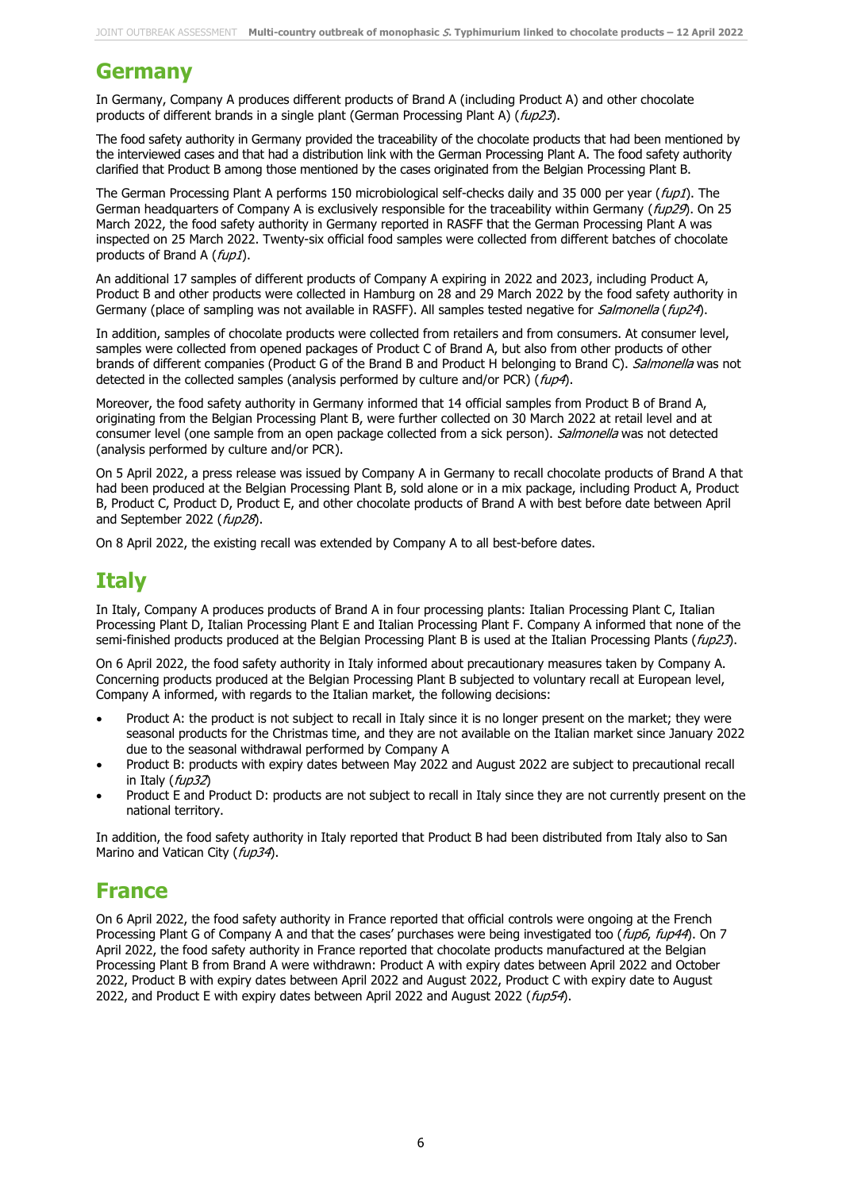## Germany

In Germany, Company A produces different products of Brand A (including Product A) and other chocolate products of different brands in a single plant (German Processing Plant A) (*fup23*).

The food safety authority in Germany provided the traceability of the chocolate products that had been mentioned by the interviewed cases and that had a distribution link with the German Processing Plant A. The food safety authority clarified that Product B among those mentioned by the cases originated from the Belgian Processing Plant B.

The German Processing Plant A performs 150 microbiological self-checks daily and 35 000 per year (*fup1*). The German headquarters of Company A is exclusively responsible for the traceability within Germany (*fup29*). On 25 March 2022, the food safety authority in Germany reported in RASFF that the German Processing Plant A was inspected on 25 March 2022. Twenty-six official food samples were collected from different batches of chocolate products of Brand A (*fup1*).

An additional 17 samples of different products of Company A expiring in 2022 and 2023, including Product A, Product B and other products were collected in Hamburg on 28 and 29 March 2022 by the food safety authority in Germany (place of sampling was not available in RASFF). All samples tested negative for *Salmonella* (*fup24*).

In addition, samples of chocolate products were collected from retailers and from consumers. At consumer level, samples were collected from opened packages of Product C of Brand A, but also from other products of other brands of different companies (Product G of the Brand B and Product H belonging to Brand C). *Salmonella* was not detected in the collected samples (analysis performed by culture and/or PCR) (*fup4*).

Moreover, the food safety authority in Germany informed that 14 official samples from Product B of Brand A, originating from the Belgian Processing Plant B, were further collected on 30 March 2022 at retail level and at consumer level (one sample from an open package collected from a sick person). *Salmonella* was not detected (analysis performed by culture and/or PCR).

On 5 April 2022, a press release was issued by Company A in Germany to recall chocolate products of Brand A that had been produced at the Belgian Processing Plant B, sold alone or in a mix package, including Product A, Product B, Product C, Product D, Product E, and other chocolate products of Brand A with best before date between April and September 2022 (*fup28*).

On 8 April 2022, the existing recall was extended by Company A to all best-before dates.

## Italy

In Italy, Company A produces products of Brand A in four processing plants: Italian Processing Plant C, Italian Processing Plant D, Italian Processing Plant E and Italian Processing Plant F. Company A informed that none of the semi-finished products produced at the Belgian Processing Plant B is used at the Italian Processing Plants (*fup23*).

On 6 April 2022, the food safety authority in Italy informed about precautionary measures taken by Company A. Concerning products produced at the Belgian Processing Plant B subjected to voluntary recall at European level, Company A informed, with regards to the Italian market, the following decisions:

- Product A: the product is not subject to recall in Italy since it is no longer present on the market; they were seasonal products for the Christmas time, and they are not available on the Italian market since January 2022 due to the seasonal withdrawal performed by Company A
- Product B: products with expiry dates between May 2022 and August 2022 are subject to precautional recall in Italy (*fup32*)
- Product E and Product D: products are not subject to recall in Italy since they are not currently present on the national territory.

In addition, the food safety authority in Italy reported that Product B had been distributed from Italy also to San Marino and Vatican City (*fup34*).

## France

On 6 April 2022, the food safety authority in France reported that official controls were ongoing at the French Processing Plant G of Company A and that the cases' purchases were being investigated too (*fup6*, *fup44*). On 7 April 2022, the food safety authority in France reported that chocolate products manufactured at the Belgian Processing Plant B from Brand A were withdrawn: Product A with expiry dates between April 2022 and October 2022, Product B with expiry dates between April 2022 and August 2022, Product C with expiry date to August 2022, and Product E with expiry dates between April 2022 and August 2022 (*fup54*).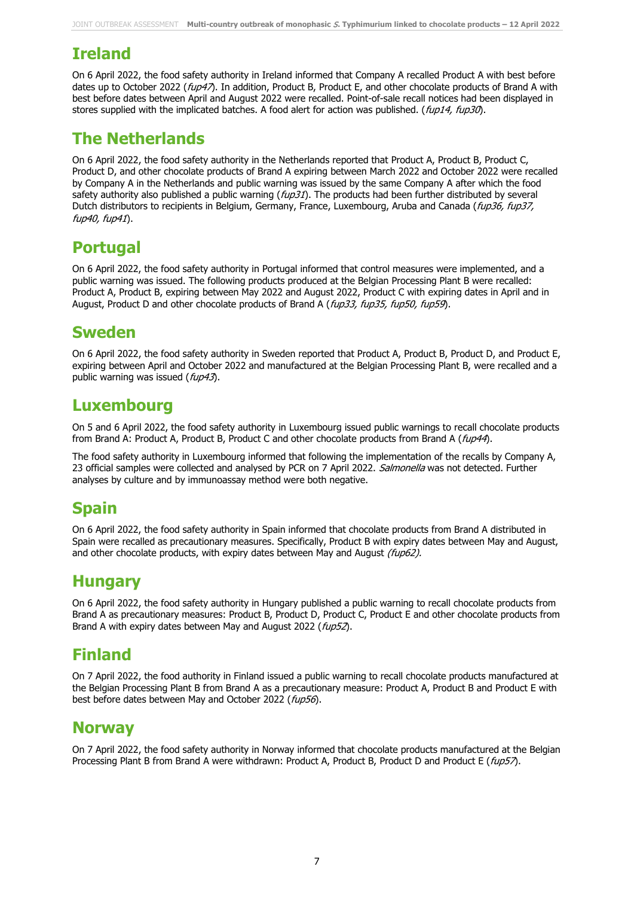## Ireland

On 6 April 2022, the food safety authority in Ireland informed that Company A recalled Product A with best before dates up to October 2022 (*fup47*). In addition, Product B, Product E, and other chocolate products of Brand A with best before dates between April and August 2022 were recalled. Point-of-sale recall notices had been displayed in stores supplied with the implicated batches. A food alert for action was published. (*fup14, fup30*).

## The Netherlands

On 6 April 2022, the food safety authority in the Netherlands reported that Product A, Product B, Product C, Product D, and other chocolate products of Brand A expiring between March 2022 and October 2022 were recalled by Company A in the Netherlands and public warning was issued by the same Company A after which the food safety authority also published a public warning (*fup31*). The products had been further distributed by several Dutch distributors to recipients in Belgium, Germany, France, Luxembourg, Aruba and Canada (*fup36, fup37, fup40, fup41*).

## Portugal

On 6 April 2022, the food safety authority in Portugal informed that control measures were implemented, and a public warning was issued. The following products produced at the Belgian Processing Plant B were recalled: Product A, Product B, expiring between May 2022 and August 2022, Product C with expiring dates in April and in August, Product D and other chocolate products of Brand A (*fup33, fup35, fup50, fup59*).

## Sweden

On 6 April 2022, the food safety authority in Sweden reported that Product A, Product B, Product D, and Product E, expiring between April and October 2022 and manufactured at the Belgian Processing Plant B, were recalled and a public warning was issued (*fup43*).

## Luxembourg

On 5 and 6 April 2022, the food safety authority in Luxembourg issued public warnings to recall chocolate products from Brand A: Product A, Product B, Product C and other chocolate products from Brand A (*fup44*).

The food safety authority in Luxembourg informed that following the implementation of the recalls by Company A, 23 official samples were collected and analysed by PCR on 7 April 2022. *Salmonella* was not detected. Further analyses by culture and by immunoassay method were both negative.

## Spain

On 6 April 2022, the food safety authority in Spain informed that chocolate products from Brand A distributed in Spain were recalled as precautionary measures. Specifically, Product B with expiry dates between May and August, and other chocolate products, with expiry dates between May and August *(fup62).*

## Hungary

On 6 April 2022, the food safety authority in Hungary published a public warning to recall chocolate products from Brand A as precautionary measures: Product B, Product D, Product C, Product E and other chocolate products from Brand A with expiry dates between May and August 2022 (*fup52*).

## Finland

On 7 April 2022, the food authority in Finland issued a public warning to recall chocolate products manufactured at the Belgian Processing Plant B from Brand A as a precautionary measure: Product A, Product B and Product E with best before dates between May and October 2022 (*fup56*).

## Norway

On 7 April 2022, the food safety authority in Norway informed that chocolate products manufactured at the Belgian Processing Plant B from Brand A were withdrawn: Product A, Product B, Product D and Product E (*fup57*).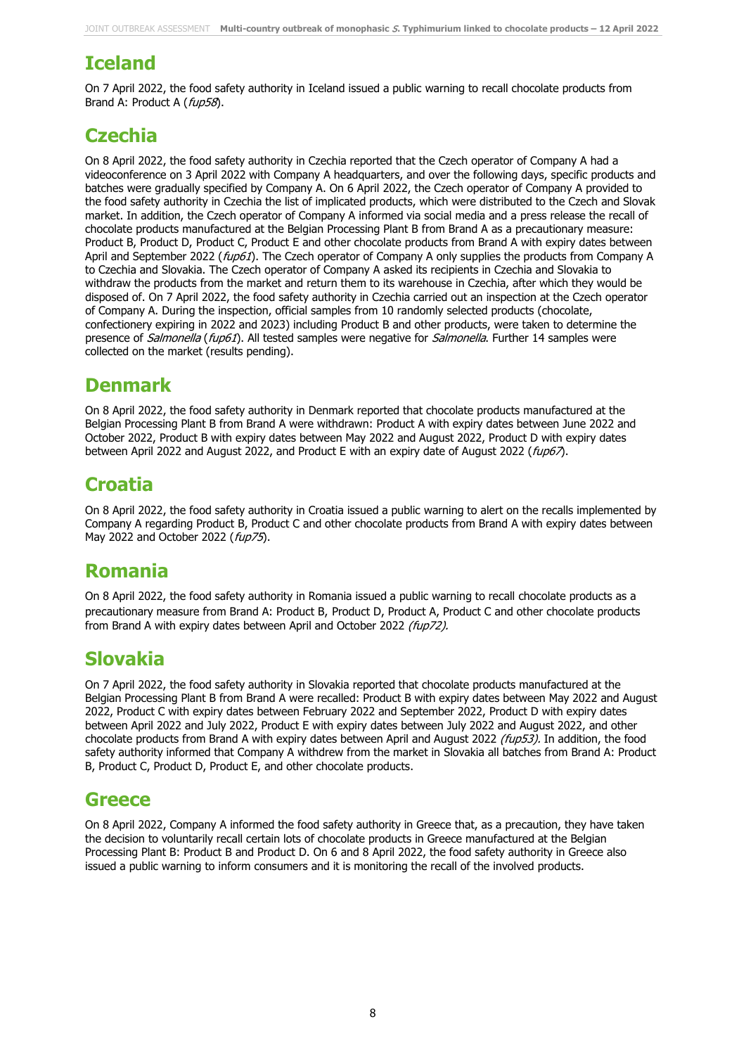## Iceland

On 7 April 2022, the food safety authority in Iceland issued a public warning to recall chocolate products from Brand A: Product A (*fup58*).

## Czechia

On 8 April 2022, the food safety authority in Czechia reported that the Czech operator of Company A had a videoconference on 3 April 2022 with Company A headquarters, and over the following days, specific products and batches were gradually specified by Company A. On 6 April 2022, the Czech operator of Company A provided to the food safety authority in Czechia the list of implicated products, which were distributed to the Czech and Slovak market. In addition, the Czech operator of Company A informed via social media and a press release the recall of chocolate products manufactured at the Belgian Processing Plant B from Brand A as a precautionary measure: Product B, Product D, Product C, Product E and other chocolate products from Brand A with expiry dates between April and September 2022 (*fup61*). The Czech operator of Company A only supplies the products from Company A to Czechia and Slovakia. The Czech operator of Company A asked its recipients in Czechia and Slovakia to withdraw the products from the market and return them to its warehouse in Czechia, after which they would be disposed of. On 7 April 2022, the food safety authority in Czechia carried out an inspection at the Czech operator of Company A. During the inspection, official samples from 10 randomly selected products (chocolate, confectionery expiring in 2022 and 2023) including Product B and other products, were taken to determine the presence of *Salmonella* (*fup61*). All tested samples were negative for *Salmonella*. Further 14 samples were collected on the market (results pending).

## Denmark

On 8 April 2022, the food safety authority in Denmark reported that chocolate products manufactured at the Belgian Processing Plant B from Brand A were withdrawn: Product A with expiry dates between June 2022 and October 2022, Product B with expiry dates between May 2022 and August 2022, Product D with expiry dates between April 2022 and August 2022, and Product E with an expiry date of August 2022 (*fup67*).

## Croatia

On 8 April 2022, the food safety authority in Croatia issued a public warning to alert on the recalls implemented by Company A regarding Product B, Product C and other chocolate products from Brand A with expiry dates between May 2022 and October 2022 (*fup75*).

## Romania

On 8 April 2022, the food safety authority in Romania issued a public warning to recall chocolate products as a precautionary measure from Brand A: Product B, Product D, Product A, Product C and other chocolate products from Brand A with expiry dates between April and October 2022 *(fup72).*

## Slovakia

On 7 April 2022, the food safety authority in Slovakia reported that chocolate products manufactured at the Belgian Processing Plant B from Brand A were recalled: Product B with expiry dates between May 2022 and August 2022, Product C with expiry dates between February 2022 and September 2022, Product D with expiry dates between April 2022 and July 2022, Product E with expiry dates between July 2022 and August 2022, and other chocolate products from Brand A with expiry dates between April and August 2022 *(fup53).* In addition, the food safety authority informed that Company A withdrew from the market in Slovakia all batches from Brand A: Product B, Product C, Product D, Product E, and other chocolate products.

## Greece

On 8 April 2022, Company A informed the food safety authority in Greece that, as a precaution, they have taken the decision to voluntarily recall certain lots of chocolate products in Greece manufactured at the Belgian Processing Plant B: Product B and Product D. On 6 and 8 April 2022, the food safety authority in Greece also issued a public warning to inform consumers and it is monitoring the recall of the involved products.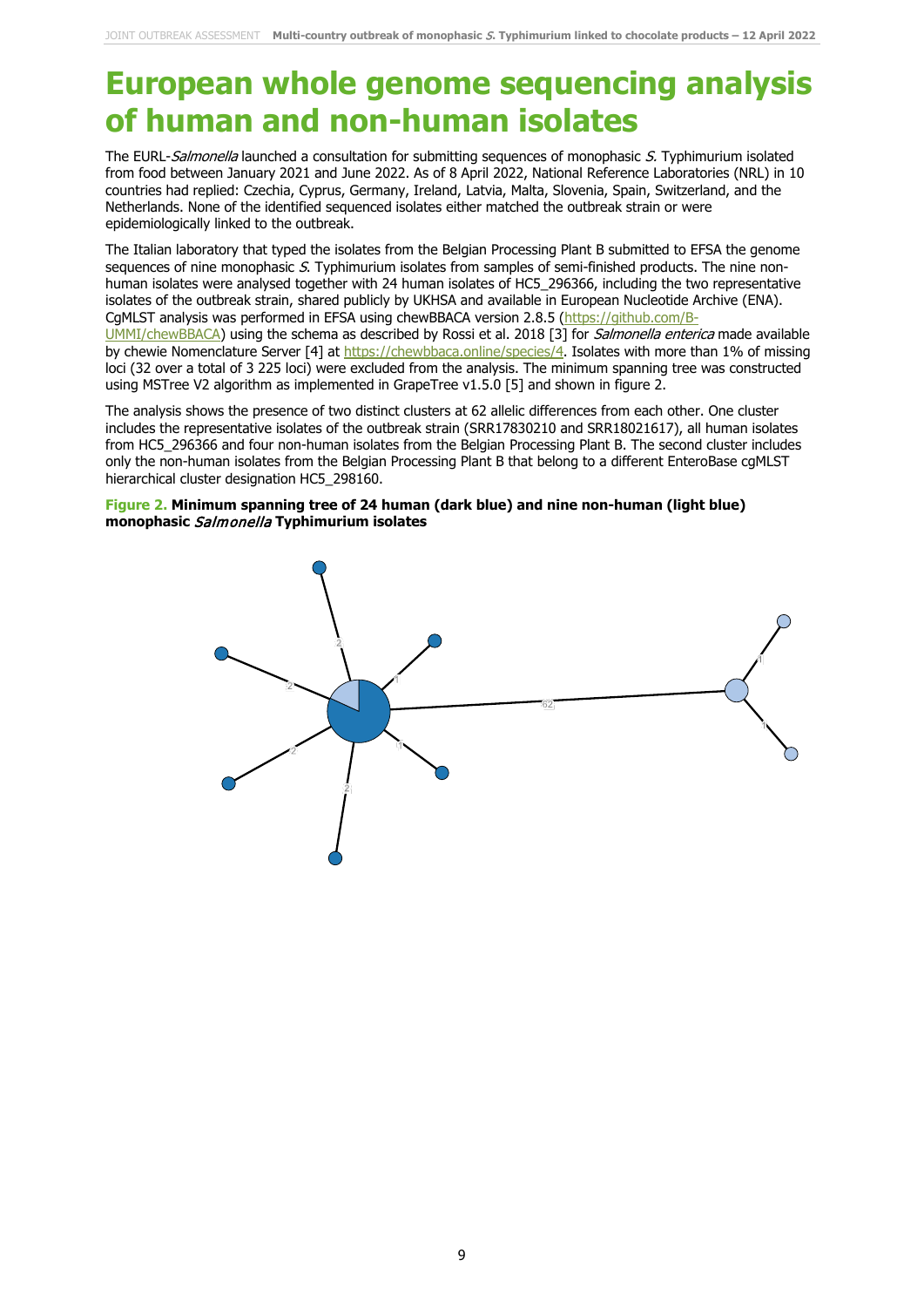# European whole genome sequencing analysis of human and non-human isolates

The EURL-*Salmonella* launched a consultation for submitting sequences of monophasic *S.* Typhimurium isolated from food between January 2021 and June 2022. As of 8 April 2022, National Reference Laboratories (NRL) in 10 countries had replied: Czechia, Cyprus, Germany, Ireland, Latvia, Malta, Slovenia, Spain, Switzerland, and the Netherlands. None of the identified sequenced isolates either matched the outbreak strain or were epidemiologically linked to the outbreak.

The Italian laboratory that typed the isolates from the Belgian Processing Plant B submitted to EFSA the genome sequences of nine monophasic *S.* Typhimurium isolates from samples of semi-finished products. The nine non-human isolates were analysed together with 24 human isolates of HC5_296366, including the two representative isolates of the outbreak strain, shared publicly by UKHSA and available in European Nucleotide Archive (ENA). CgMLST analysis was performed in EFSA using chewBBACA version 2.8.5 (https://github.com/B-UMMI/chewBBACA) using the schema as described by Rossi et al. 2018 [3] for *Salmonella enterica* made available by chewie Nomenclature Server [4] at https://chewbbaca.online/species/4. Isolates with more than 1% of missing loci (32 over a total of 3 225 loci) were excluded from the analysis. The minimum spanning tree was constructed using MSTree V2 algorithm as implemented in GrapeTree v1.5.0 [5] and shown in figure 2.

The analysis shows the presence of two distinct clusters at 62 allelic differences from each other. One cluster includes the representative isolates of the outbreak strain (SRR17830210 and SRR18021617), all human isolates from HC5_296366 and four non-human isolates from the Belgian Processing Plant B. The second cluster includes only the non-human isolates from the Belgian Processing Plant B that belong to a different EnteroBase cgMLST hierarchical cluster designation HC5_298160.

**Figure 2. Minimum spanning tree of 24 human (dark blue) and nine non-human (light blue) monophasic *Salmonella* Typhimurium isolates**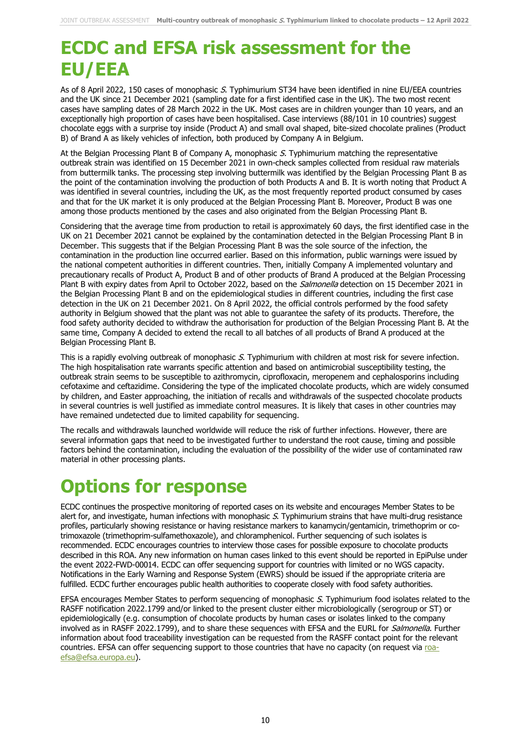# ECDC and EFSA risk assessment for the EU/EEA

As of 8 April 2022, 150 cases of monophasic *S.* Typhimurium ST34 have been identified in nine EU/EEA countries and the UK since 21 December 2021 (sampling date for a first identified case in the UK). The two most recent cases have sampling dates of 28 March 2022 in the UK. Most cases are in children younger than 10 years, and an exceptionally high proportion of cases have been hospitalised. Case interviews (88/101 in 10 countries) suggest chocolate eggs with a surprise toy inside (Product A) and small oval shaped, bite-sized chocolate pralines (Product B) of Brand A as likely vehicles of infection, both produced by Company A in Belgium.

At the Belgian Processing Plant B of Company A, monophasic *S.* Typhimurium matching the representative outbreak strain was identified on 15 December 2021 in own-check samples collected from residual raw materials from buttermilk tanks. The processing step involving buttermilk was identified by the Belgian Processing Plant B as the point of the contamination involving the production of both Products A and B. It is worth noting that Product A was identified in several countries, including the UK, as the most frequently reported product consumed by cases and that for the UK market it is only produced at the Belgian Processing Plant B. Moreover, Product B was one among those products mentioned by the cases and also originated from the Belgian Processing Plant B.

Considering that the average time from production to retail is approximately 60 days, the first identified case in the UK on 21 December 2021 cannot be explained by the contamination detected in the Belgian Processing Plant B in December. This suggests that if the Belgian Processing Plant B was the sole source of the infection, the contamination in the production line occurred earlier. Based on this information, public warnings were issued by the national competent authorities in different countries. Then, initially Company A implemented voluntary and precautionary recalls of Product A, Product B and of other products of Brand A produced at the Belgian Processing Plant B with expiry dates from April to October 2022, based on the *Salmonella* detection on 15 December 2021 in the Belgian Processing Plant B and on the epidemiological studies in different countries, including the first case detection in the UK on 21 December 2021. On 8 April 2022, the official controls performed by the food safety authority in Belgium showed that the plant was not able to guarantee the safety of its products. Therefore, the food safety authority decided to withdraw the authorisation for production of the Belgian Processing Plant B. At the same time, Company A decided to extend the recall to all batches of all products of Brand A produced at the Belgian Processing Plant B.

This is a rapidly evolving outbreak of monophasic *S.* Typhimurium with children at most risk for severe infection. The high hospitalisation rate warrants specific attention and based on antimicrobial susceptibility testing, the outbreak strain seems to be susceptible to azithromycin, ciprofloxacin, meropenem and cephalosporins including cefotaxime and ceftazidime. Considering the type of the implicated chocolate products, which are widely consumed by children, and Easter approaching, the initiation of recalls and withdrawals of the suspected chocolate products in several countries is well justified as immediate control measures. It is likely that cases in other countries may have remained undetected due to limited capability for sequencing.

The recalls and withdrawals launched worldwide will reduce the risk of further infections. However, there are several information gaps that need to be investigated further to understand the root cause, timing and possible factors behind the contamination, including the evaluation of the possibility of the wider use of contaminated raw material in other processing plants.

# Options for response

ECDC continues the prospective monitoring of reported cases on its website and encourages Member States to be alert for, and investigate, human infections with monophasic *S.* Typhimurium strains that have multi-drug resistance profiles, particularly showing resistance or having resistance markers to kanamycin/gentamicin, trimethoprim or co-trimoxazole (trimethoprim-sulfamethoxazole), and chloramphenicol. Further sequencing of such isolates is recommended. ECDC encourages countries to interview those cases for possible exposure to chocolate products described in this ROA. Any new information on human cases linked to this event should be reported in EpiPulse under the event 2022-FWD-00014. ECDC can offer sequencing support for countries with limited or no WGS capacity. Notifications in the Early Warning and Response System (EWRS) should be issued if the appropriate criteria are fulfilled. ECDC further encourages public health authorities to cooperate closely with food safety authorities.

EFSA encourages Member States to perform sequencing of monophasic *S.* Typhimurium food isolates related to the RASFF notification 2022.1799 and/or linked to the present cluster either microbiologically (serogroup or ST) or epidemiologically (e.g. consumption of chocolate products by human cases or isolates linked to the company involved as in RASFF 2022.1799), and to share these sequences with EFSA and the EURL for *Salmonella*. Further information about food traceability investigation can be requested from the RASFF contact point for the relevant countries. EFSA can offer sequencing support to those countries that have no capacity (on request via roa-efsa@efsa.europa.eu).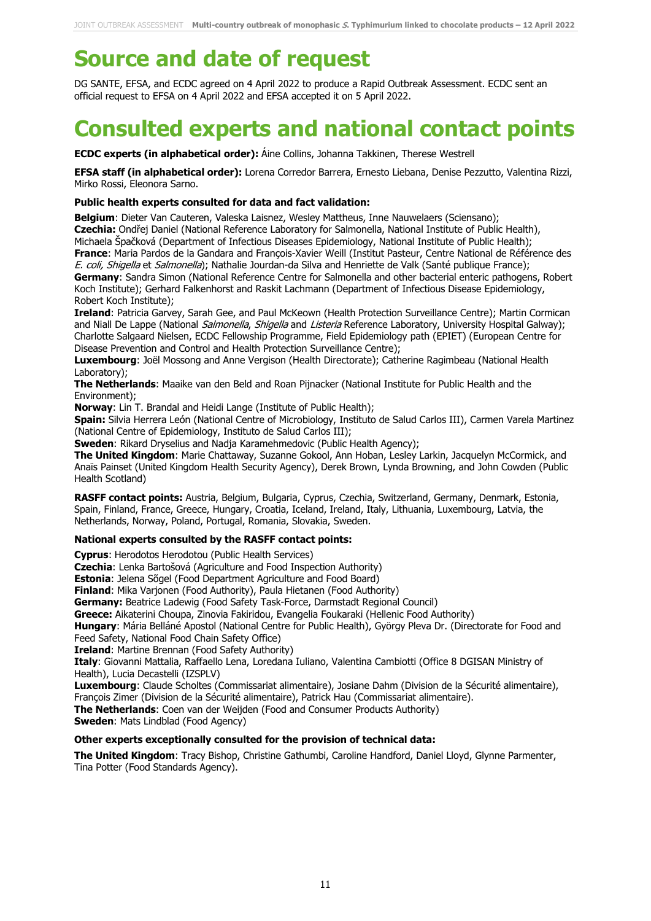# Source and date of request

DG SANTE, EFSA, and ECDC agreed on 4 April 2022 to produce a Rapid Outbreak Assessment. ECDC sent an official request to EFSA on 4 April 2022 and EFSA accepted it on 5 April 2022.

# Consulted experts and national contact points

**ECDC experts (in alphabetical order):** Áine Collins, Johanna Takkinen, Therese Westrell

**EFSA staff (in alphabetical order):** Lorena Corredor Barrera, Ernesto Liebana, Denise Pezzutto, Valentina Rizzi, Mirko Rossi, Eleonora Sarno.

**Public health experts consulted for data and fact validation:**

**Belgium**: Dieter Van Cauteren, Valeska Laisnez, Wesley Mattheus, Inne Nauwelaers (Sciensano);
**Czechia:** Ondřej Daniel (National Reference Laboratory for Salmonella, National Institute of Public Health), Michaela Špačková (Department of Infectious Diseases Epidemiology, National Institute of Public Health);
**France**: Maria Pardos de la Gandara and François-Xavier Weill (Institut Pasteur, Centre National de Référence des *E. coli, Shigella* et *Salmonella*); Nathalie Jourdan-da Silva and Henriette de Valk (Santé publique France);
**Germany**: Sandra Simon (National Reference Centre for Salmonella and other bacterial enteric pathogens, Robert Koch Institute); Gerhard Falkenhorst and Raskit Lachmann (Department of Infectious Disease Epidemiology, Robert Koch Institute);
**Ireland**: Patricia Garvey, Sarah Gee, and Paul McKeown (Health Protection Surveillance Centre); Martin Cormican and Niall De Lappe (National *Salmonella*, *Shigella* and *Listeria* Reference Laboratory, University Hospital Galway); Charlotte Salgaard Nielsen, ECDC Fellowship Programme, Field Epidemiology path (EPIET) (European Centre for Disease Prevention and Control and Health Protection Surveillance Centre);
**Luxembourg**: Joël Mossong and Anne Vergison (Health Directorate); Catherine Ragimbeau (National Health Laboratory);
**The Netherlands**: Maaike van den Beld and Roan Pijnacker (National Institute for Public Health and the Environment);
**Norway**: Lin T. Brandal and Heidi Lange (Institute of Public Health);
**Spain:** Silvia Herrera León (National Centre of Microbiology, Instituto de Salud Carlos III), Carmen Varela Martinez (National Centre of Epidemiology, Instituto de Salud Carlos III);
**Sweden**: Rikard Dryselius and Nadja Karamehmedovic (Public Health Agency);
**The United Kingdom**: Marie Chattaway, Suzanne Gokool, Ann Hoban, Lesley Larkin, Jacquelyn McCormick, and Anaïs Painset (United Kingdom Health Security Agency), Derek Brown, Lynda Browning, and John Cowden (Public Health Scotland)

**RASFF contact points:** Austria, Belgium, Bulgaria, Cyprus, Czechia, Switzerland, Germany, Denmark, Estonia, Spain, Finland, France, Greece, Hungary, Croatia, Iceland, Ireland, Italy, Lithuania, Luxembourg, Latvia, the Netherlands, Norway, Poland, Portugal, Romania, Slovakia, Sweden.

**National experts consulted by the RASFF contact points:**

**Cyprus**: Herodotos Herodotou (Public Health Services)
**Czechia**: Lenka Bartošová (Agriculture and Food Inspection Authority)
**Estonia**: Jelena Sõgel (Food Department Agriculture and Food Board)
**Finland**: Mika Varjonen (Food Authority), Paula Hietanen (Food Authority)
**Germany:** Beatrice Ladewig (Food Safety Task-Force, Darmstadt Regional Council)
**Greece:** Aikaterini Choupa, Zinovia Fakiridou, Evangelia Foukaraki (Hellenic Food Authority)
**Hungary**: Mária Belláné Apostol (National Centre for Public Health), György Pleva Dr. (Directorate for Food and Feed Safety, National Food Chain Safety Office)
**Ireland**: Martine Brennan (Food Safety Authority)
**Italy**: Giovanni Mattalia, Raffaello Lena, Loredana Iuliano, Valentina Cambiotti (Office 8 DGISAN Ministry of Health), Lucia Decastelli (IZSPLV)
**Luxembourg**: Claude Scholtes (Commissariat alimentaire), Josiane Dahm (Division de la Sécurité alimentaire), François Zimer (Division de la Sécurité alimentaire), Patrick Hau (Commissariat alimentaire).
**The Netherlands**: Coen van der Weijden (Food and Consumer Products Authority)
**Sweden**: Mats Lindblad (Food Agency)

**Other experts exceptionally consulted for the provision of technical data:**

**The United Kingdom**: Tracy Bishop, Christine Gathumbi, Caroline Handford, Daniel Lloyd, Glynne Parmenter, Tina Potter (Food Standards Agency).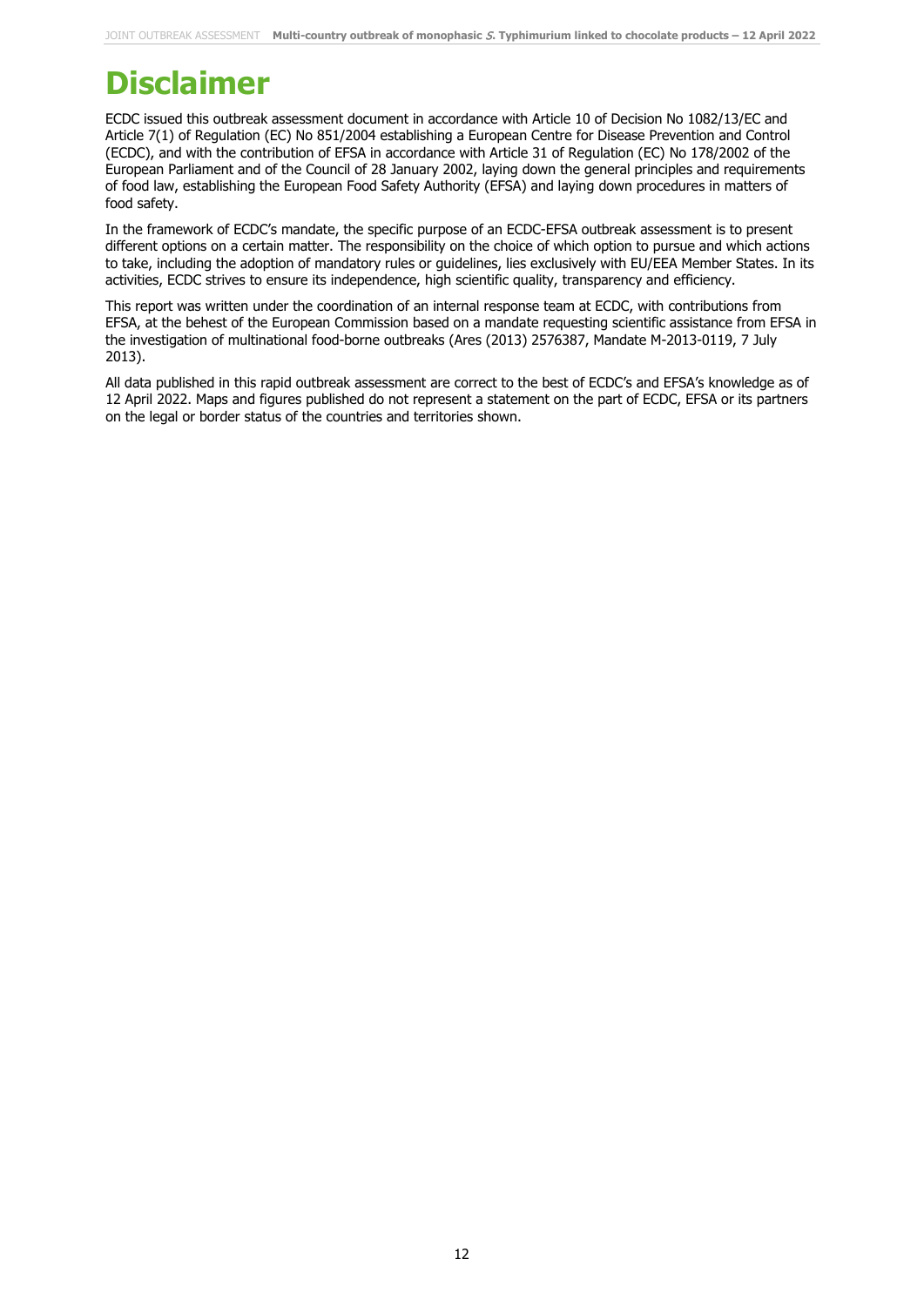# Disclaimer

ECDC issued this outbreak assessment document in accordance with Article 10 of Decision No 1082/13/EC and Article 7(1) of Regulation (EC) No 851/2004 establishing a European Centre for Disease Prevention and Control (ECDC), and with the contribution of EFSA in accordance with Article 31 of Regulation (EC) No 178/2002 of the European Parliament and of the Council of 28 January 2002, laying down the general principles and requirements of food law, establishing the European Food Safety Authority (EFSA) and laying down procedures in matters of food safety.

In the framework of ECDC's mandate, the specific purpose of an ECDC-EFSA outbreak assessment is to present different options on a certain matter. The responsibility on the choice of which option to pursue and which actions to take, including the adoption of mandatory rules or guidelines, lies exclusively with EU/EEA Member States. In its activities, ECDC strives to ensure its independence, high scientific quality, transparency and efficiency.

This report was written under the coordination of an internal response team at ECDC, with contributions from EFSA, at the behest of the European Commission based on a mandate requesting scientific assistance from EFSA in the investigation of multinational food-borne outbreaks (Ares (2013) 2576387, Mandate M-2013-0119, 7 July 2013).

All data published in this rapid outbreak assessment are correct to the best of ECDC's and EFSA's knowledge as of 12 April 2022. Maps and figures published do not represent a statement on the part of ECDC, EFSA or its partners on the legal or border status of the countries and territories shown.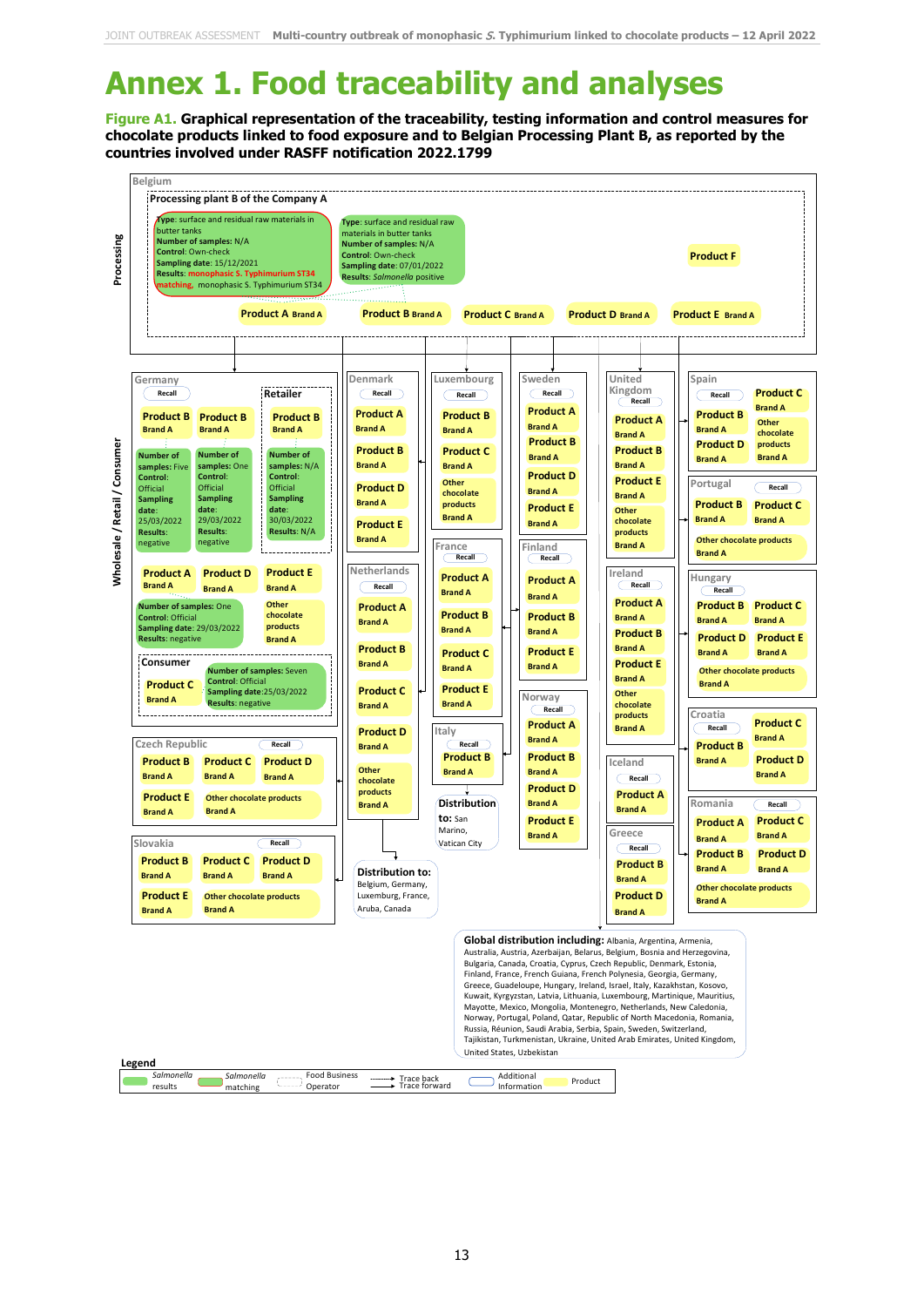# Annex 1. Food traceability and analyses

**Figure A1. Graphical representation of the traceability, testing information and control measures for chocolate products linked to food exposure and to Belgian Processing Plant B, as reported by the countries involved under RASFF notification 2022.1799**

**Processing**

Belgium

Processing plant B of the Company A

**Type**: surface and residual raw materials in butter tanks
**Number of samples**: N/A
**Control**: Own-check
**Sampling date**: 15/12/2021
**Results**: monophasic S. Typhimurium ST34
**matching**, monophasic S. Typhimurium ST34

**Type**: surface and residual raw materials in butter tanks
**Number of samples**: N/A
**Control**: Own-check
**Sampling date**: 07/01/2022
**Results**: *Salmonella* positive

Product A Brand A; Product B Brand A; Product C Brand A; Product D Brand A; Product E Brand A; Product F

**Wholesale / Retail / Consumer**

**Germany** (Recall)
- Product B Brand A — Number of samples: Five; Control: Official; Sampling date: 25/03/2022; Results: negative
- Product B Brand A — Number of samples: One; Control: Official; Sampling date: 29/03/2022; Results: negative
- Retailer: Product B Brand A — Number of samples: N/A; Control: Official; Sampling date: 30/03/2022; Results: N/A
- Product A Brand A — Number of samples: One; Control: Official; Sampling date: 29/03/2022; Results: negative
- Product D Brand A; Product E Brand A; Other chocolate products Brand A
- Consumer: Product C Brand A — Number of samples: Seven; Control: Official; Sampling date: 25/03/2022; Results: negative

**Czech Republic** (Recall): Product B Brand A; Product C Brand A; Product D Brand A; Product E Brand A; Other chocolate products Brand A

**Slovakia** (Recall): Product B Brand A; Product C Brand A; Product D Brand A; Product E Brand A; Other chocolate products Brand A

**Denmark** (Recall): Product A Brand A; Product B Brand A; Product D Brand A; Product E Brand A

**Netherlands** (Recall): Product A Brand A; Product B Brand A; Product C Brand A; Product D Brand A; Other chocolate products Brand A

**Distribution to:** Belgium, Germany, Luxemburg, France, Aruba, Canada

**Luxembourg** (Recall): Product B Brand A; Product C Brand A; Other chocolate products Brand A

**France** (Recall): Product A Brand A; Product B Brand A; Product C Brand A; Product E Brand A

**Italy** (Recall): Product B Brand A

**Distribution to:** San Marino, Vatican City

**Sweden** (Recall): Product A Brand A; Product B Brand A; Product D Brand A; Product E Brand A

**Finland** (Recall): Product A Brand A; Product B Brand A; Product E Brand A

**Norway** (Recall): Product A Brand A; Product B Brand A; Product D Brand A; Product E Brand A

**United Kingdom** (Recall): Product A Brand A; Product B Brand A; Product E Brand A; Other chocolate products Brand A

**Ireland** (Recall): Product A Brand A; Product B Brand A; Product E Brand A; Other chocolate products Brand A

**Iceland** (Recall): Product A Brand A

**Greece** (Recall): Product B Brand A; Product D Brand A

**Spain** (Recall): Product B Brand A; Product C Brand A; Product D Brand A; Other chocolate products Brand A

**Portugal** (Recall): Product B Brand A; Product C Brand A; Other chocolate products Brand A

**Hungary** (Recall): Product B Brand A; Product C Brand A; Product D Brand A; Product E Brand A; Other chocolate products Brand A

**Croatia** (Recall): Product B Brand A; Product C Brand A; Product D Brand A

**Romania** (Recall): Product A Brand A; Product C Brand A; Product B Brand A; Product D Brand A; Other chocolate products Brand A

**Global distribution including:** Albania, Argentina, Armenia, Australia, Austria, Azerbaijan, Belarus, Belgium, Bosnia and Herzegovina, Bulgaria, Canada, Croatia, Cyprus, Czech Republic, Denmark, Estonia, Finland, France, French Guiana, French Polynesia, Georgia, Germany, Greece, Guadeloupe, Hungary, Ireland, Israel, Italy, Kazakhstan, Kosovo, Kuwait, Kyrgyzstan, Latvia, Lithuania, Luxembourg, Martinique, Mauritius, Mayotte, Mexico, Mongolia, Montenegro, Netherlands, New Caledonia, Norway, Portugal, Poland, Qatar, Republic of North Macedonia, Romania, Russia, Réunion, Saudi Arabia, Serbia, Spain, Sweden, Switzerland, Tajikistan, Turkmenistan, Ukraine, United Arab Emirates, United Kingdom, United States, Uzbekistan

**Legend**: *Salmonella* results; *Salmonella* matching; Food Business Operator; Trace back / Trace forward; Additional Information; Product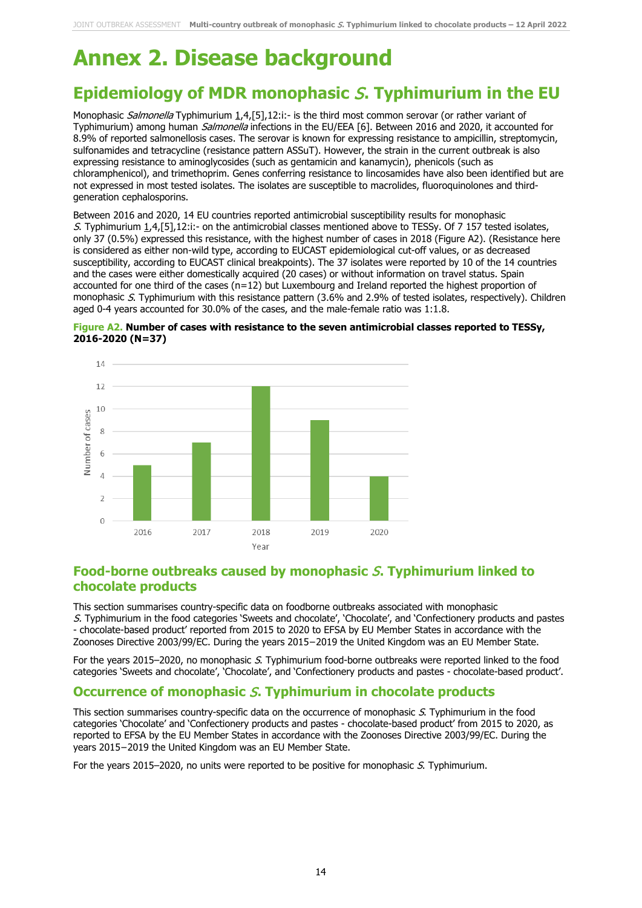# Annex 2. Disease background

## Epidemiology of MDR monophasic *S*. Typhimurium in the EU

Monophasic *Salmonella* Typhimurium 1,4,[5],12:i:- is the third most common serovar (or rather variant of Typhimurium) among human *Salmonella* infections in the EU/EEA [6]. Between 2016 and 2020, it accounted for 8.9% of reported salmonellosis cases. The serovar is known for expressing resistance to ampicillin, streptomycin, sulfonamides and tetracycline (resistance pattern ASSuT). However, the strain in the current outbreak is also expressing resistance to aminoglycosides (such as gentamicin and kanamycin), phenicols (such as chloramphenicol), and trimethoprim. Genes conferring resistance to lincosamides have also been identified but are not expressed in most tested isolates. The isolates are susceptible to macrolides, fluoroquinolones and third-generation cephalosporins.

Between 2016 and 2020, 14 EU countries reported antimicrobial susceptibility results for monophasic *S*. Typhimurium 1,4,[5],12:i:- on the antimicrobial classes mentioned above to TESSy. Of 7 157 tested isolates, only 37 (0.5%) expressed this resistance, with the highest number of cases in 2018 (Figure A2). (Resistance here is considered as either non-wild type, according to EUCAST epidemiological cut-off values, or as decreased susceptibility, according to EUCAST clinical breakpoints). The 37 isolates were reported by 10 of the 14 countries and the cases were either domestically acquired (20 cases) or without information on travel status. Spain accounted for one third of the cases (n=12) but Luxembourg and Ireland reported the highest proportion of monophasic *S*. Typhimurium with this resistance pattern (3.6% and 2.9% of tested isolates, respectively). Children aged 0-4 years accounted for 30.0% of the cases, and the male-female ratio was 1:1.8.

**Figure A2. Number of cases with resistance to the seven antimicrobial classes reported to TESSy, 2016-2020 (N=37)**

| Year | Number of cases |
|---|---|
| 2016 | 5 |
| 2017 | 7 |
| 2018 | 12 |
| 2019 | 9 |
| 2020 | 4 |

## Food-borne outbreaks caused by monophasic *S*. Typhimurium linked to chocolate products

This section summarises country-specific data on foodborne outbreaks associated with monophasic *S*. Typhimurium in the food categories 'Sweets and chocolate', 'Chocolate', and 'Confectionery products and pastes - chocolate-based product' reported from 2015 to 2020 to EFSA by EU Member States in accordance with the Zoonoses Directive 2003/99/EC. During the years 2015−2019 the United Kingdom was an EU Member State.

For the years 2015–2020, no monophasic *S*. Typhimurium food-borne outbreaks were reported linked to the food categories 'Sweets and chocolate', 'Chocolate', and 'Confectionery products and pastes - chocolate-based product'.

## Occurrence of monophasic *S*. Typhimurium in chocolate products

This section summarises country-specific data on the occurrence of monophasic *S*. Typhimurium in the food categories 'Chocolate' and 'Confectionery products and pastes - chocolate-based product' from 2015 to 2020, as reported to EFSA by the EU Member States in accordance with the Zoonoses Directive 2003/99/EC. During the years 2015−2019 the United Kingdom was an EU Member State.

For the years 2015–2020, no units were reported to be positive for monophasic *S*. Typhimurium.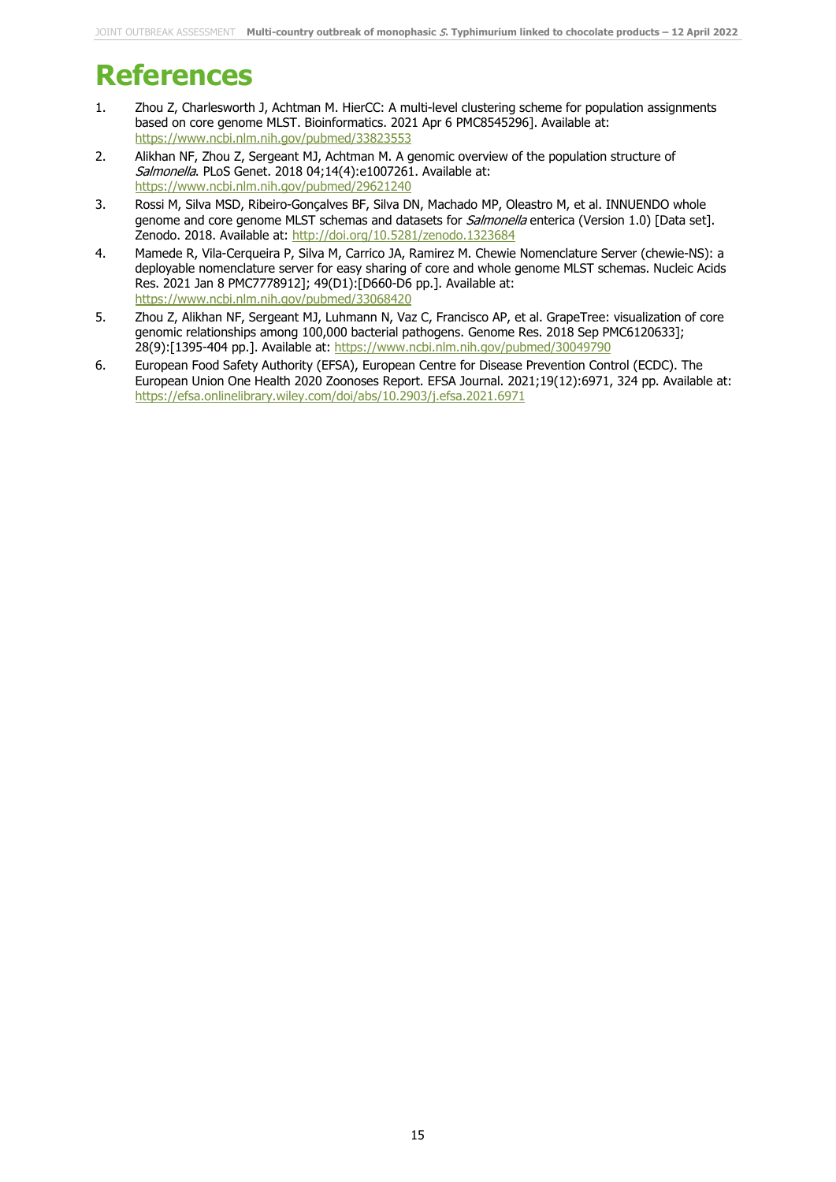# References

1. Zhou Z, Charlesworth J, Achtman M. HierCC: A multi-level clustering scheme for population assignments based on core genome MLST. Bioinformatics. 2021 Apr 6 PMC8545296]. Available at: https://www.ncbi.nlm.nih.gov/pubmed/33823553
2. Alikhan NF, Zhou Z, Sergeant MJ, Achtman M. A genomic overview of the population structure of *Salmonella*. PLoS Genet. 2018 04;14(4):e1007261. Available at: https://www.ncbi.nlm.nih.gov/pubmed/29621240
3. Rossi M, Silva MSD, Ribeiro-Gonçalves BF, Silva DN, Machado MP, Oleastro M, et al. INNUENDO whole genome and core genome MLST schemas and datasets for *Salmonella* enterica (Version 1.0) [Data set]. Zenodo. 2018. Available at: http://doi.org/10.5281/zenodo.1323684
4. Mamede R, Vila-Cerqueira P, Silva M, Carrico JA, Ramirez M. Chewie Nomenclature Server (chewie-NS): a deployable nomenclature server for easy sharing of core and whole genome MLST schemas. Nucleic Acids Res. 2021 Jan 8 PMC7778912]; 49(D1):[D660-D6 pp.]. Available at: https://www.ncbi.nlm.nih.gov/pubmed/33068420
5. Zhou Z, Alikhan NF, Sergeant MJ, Luhmann N, Vaz C, Francisco AP, et al. GrapeTree: visualization of core genomic relationships among 100,000 bacterial pathogens. Genome Res. 2018 Sep PMC6120633]; 28(9):[1395-404 pp.]. Available at: https://www.ncbi.nlm.nih.gov/pubmed/30049790
6. European Food Safety Authority (EFSA), European Centre for Disease Prevention Control (ECDC). The European Union One Health 2020 Zoonoses Report. EFSA Journal. 2021;19(12):6971, 324 pp. Available at: https://efsa.onlinelibrary.wiley.com/doi/abs/10.2903/j.efsa.2021.6971